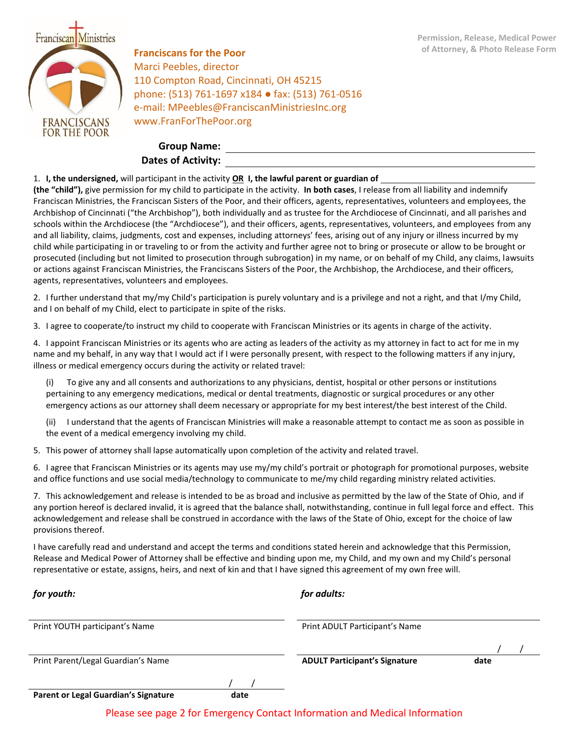Permission, Release, Medical Power of Attorney, & Photo Release Form

**Franciscans for the Poor**
Marci Peebles, director
110 Compton Road, Cincinnati, OH 45215
phone: (513) 761-1697 x184 ● fax: (513) 761-0516
e-mail: MPeebles@FranciscanMinistriesInc.org
www.FranForThePoor.org

**Group Name:** ______________________________

**Dates of Activity:** ______________________________

1. **I, the undersigned,** will participant in the activity **OR I, the lawful parent or guardian of** ______________________________ **(the "child"),** give permission for my child to participate in the activity. **In both cases**, I release from all liability and indemnify Franciscan Ministries, the Franciscan Sisters of the Poor, and their officers, agents, representatives, volunteers and employees, the Archbishop of Cincinnati ("the Archbishop"), both individually and as trustee for the Archdiocese of Cincinnati, and all parishes and schools within the Archdiocese (the "Archdiocese"), and their officers, agents, representatives, volunteers, and employees from any and all liability, claims, judgments, cost and expenses, including attorneys' fees, arising out of any injury or illness incurred by my child while participating in or traveling to or from the activity and further agree not to bring or prosecute or allow to be brought or prosecuted (including but not limited to prosecution through subrogation) in my name, or on behalf of my Child, any claims, lawsuits or actions against Franciscan Ministries, the Franciscans Sisters of the Poor, the Archbishop, the Archdiocese, and their officers, agents, representatives, volunteers and employees.

2. I further understand that my/my Child's participation is purely voluntary and is a privilege and not a right, and that I/my Child, and I on behalf of my Child, elect to participate in spite of the risks.

3. I agree to cooperate/to instruct my child to cooperate with Franciscan Ministries or its agents in charge of the activity.

4. I appoint Franciscan Ministries or its agents who are acting as leaders of the activity as my attorney in fact to act for me in my name and my behalf, in any way that I would act if I were personally present, with respect to the following matters if any injury, illness or medical emergency occurs during the activity or related travel:

   (i) To give any and all consents and authorizations to any physicians, dentist, hospital or other persons or institutions pertaining to any emergency medications, medical or dental treatments, diagnostic or surgical procedures or any other emergency actions as our attorney shall deem necessary or appropriate for my best interest/the best interest of the Child.

   (ii) I understand that the agents of Franciscan Ministries will make a reasonable attempt to contact me as soon as possible in the event of a medical emergency involving my child.

5. This power of attorney shall lapse automatically upon completion of the activity and related travel.

6. I agree that Franciscan Ministries or its agents may use my/my child's portrait or photograph for promotional purposes, website and office functions and use social media/technology to communicate to me/my child regarding ministry related activities.

7. This acknowledgement and release is intended to be as broad and inclusive as permitted by the law of the State of Ohio, and if any portion hereof is declared invalid, it is agreed that the balance shall, notwithstanding, continue in full legal force and effect. This acknowledgement and release shall be construed in accordance with the laws of the State of Ohio, except for the choice of law provisions thereof.

I have carefully read and understand and accept the terms and conditions stated herein and acknowledge that this Permission, Release and Medical Power of Attorney shall be effective and binding upon me, my Child, and my own and my Child's personal representative or estate, assigns, heirs, and next of kin and that I have signed this agreement of my own free will.

***for youth:***

______________________________
Print YOUTH participant's Name

______________________________
Print Parent/Legal Guardian's Name

______________________________ \_\_/\_\_/\_\_
**Parent or Legal Guardian's Signature** **date**

***for adults:***

______________________________
Print ADULT Participant's Name

______________________________ \_\_/\_\_/\_\_
**ADULT Participant's Signature** **date**

Please see page 2 for Emergency Contact Information and Medical Information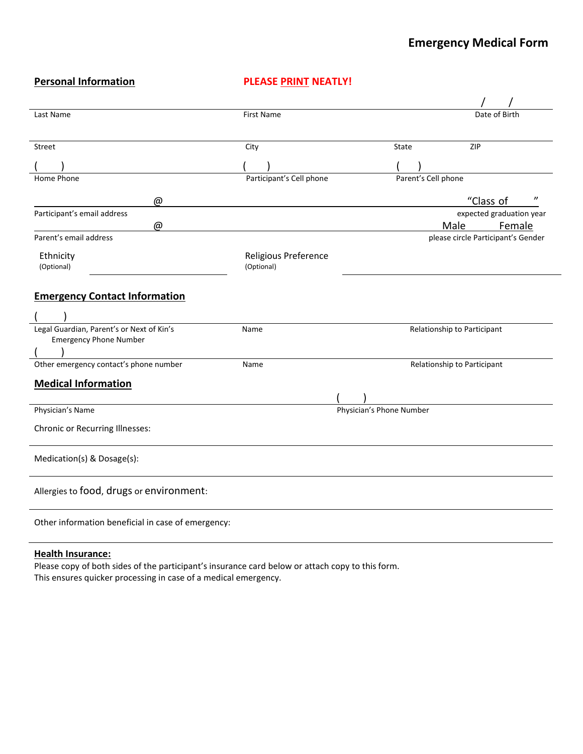# Emergency Medical Form

**Personal Information** **PLEASE PRINT NEATLY!**

| | | |
|---|---|---|
| Last Name | First Name | / / Date of Birth |
| Street | City | State ZIP |
| ( ) Home Phone | ( ) Participant's Cell phone | ( ) Parent's Cell phone |

@ Participant's email address — "Class of " expected graduation year

@ Parent's email address — Male Female please circle Participant's Gender

Ethnicity (Optional) ______________ Religious Preference (Optional) ______________

**Emergency Contact Information**

| | | |
|---|---|---|
| ( ) Legal Guardian, Parent's or Next of Kin's Emergency Phone Number | Name | Relationship to Participant |
| ( ) Other emergency contact's phone number | Name | Relationship to Participant |

**Medical Information**

| | |
|---|---|
| Physician's Name | ( ) Physician's Phone Number |

Chronic or Recurring Illnesses:

Medication(s) & Dosage(s):

Allergies to food, drugs or environment:

Other information beneficial in case of emergency:

**Health Insurance:**

Please copy of both sides of the participant's insurance card below or attach copy to this form.
This ensures quicker processing in case of a medical emergency.